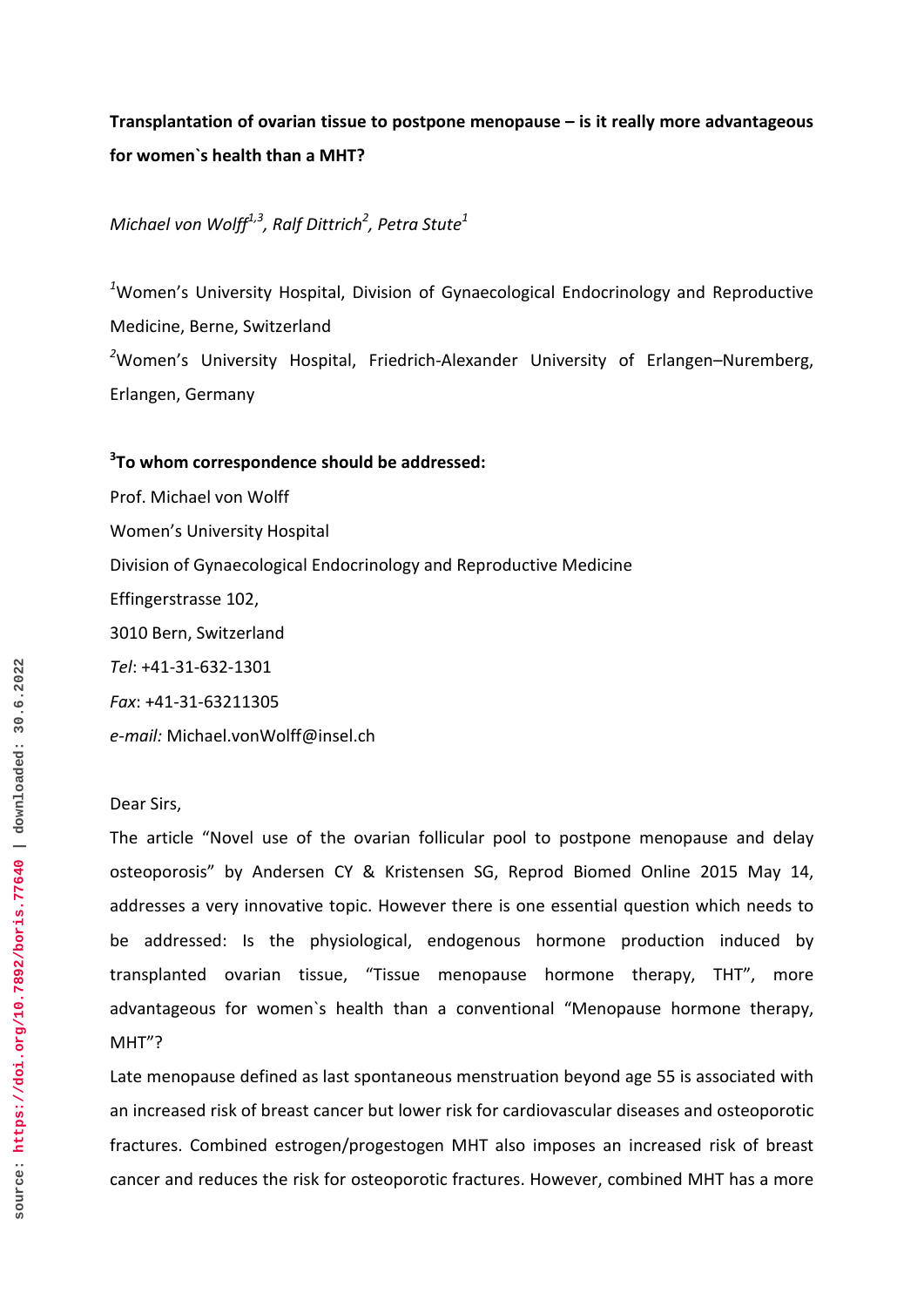**Transplantation of ovarian tissue to postpone menopause – is it really more advantageous for women`s health than a MHT?**

*Michael von Wolff*[1,3]*, Ralf Dittrich*[2]*, Petra Stute*[1]

[1]Women's University Hospital, Division of Gynaecological Endocrinology and Reproductive Medicine, Berne, Switzerland

[2]Women's University Hospital, Friedrich-Alexander University of Erlangen–Nuremberg, Erlangen, Germany

**[3]To whom correspondence should be addressed:**

Prof. Michael von Wolff
Women's University Hospital
Division of Gynaecological Endocrinology and Reproductive Medicine
Effingerstrasse 102,
3010 Bern, Switzerland
*Tel*: +41-31-632-1301
*Fax*: +41-31-63211305
*e-mail:* Michael.vonWolff@insel.ch

Dear Sirs,

The article "Novel use of the ovarian follicular pool to postpone menopause and delay osteoporosis" by Andersen CY & Kristensen SG, Reprod Biomed Online 2015 May 14, addresses a very innovative topic. However there is one essential question which needs to be addressed: Is the physiological, endogenous hormone production induced by transplanted ovarian tissue, "Tissue menopause hormone therapy, THT", more advantageous for women`s health than a conventional "Menopause hormone therapy, MHT"?

Late menopause defined as last spontaneous menstruation beyond age 55 is associated with an increased risk of breast cancer but lower risk for cardiovascular diseases and osteoporotic fractures. Combined estrogen/progestogen MHT also imposes an increased risk of breast cancer and reduces the risk for osteoporotic fractures. However, combined MHT has a more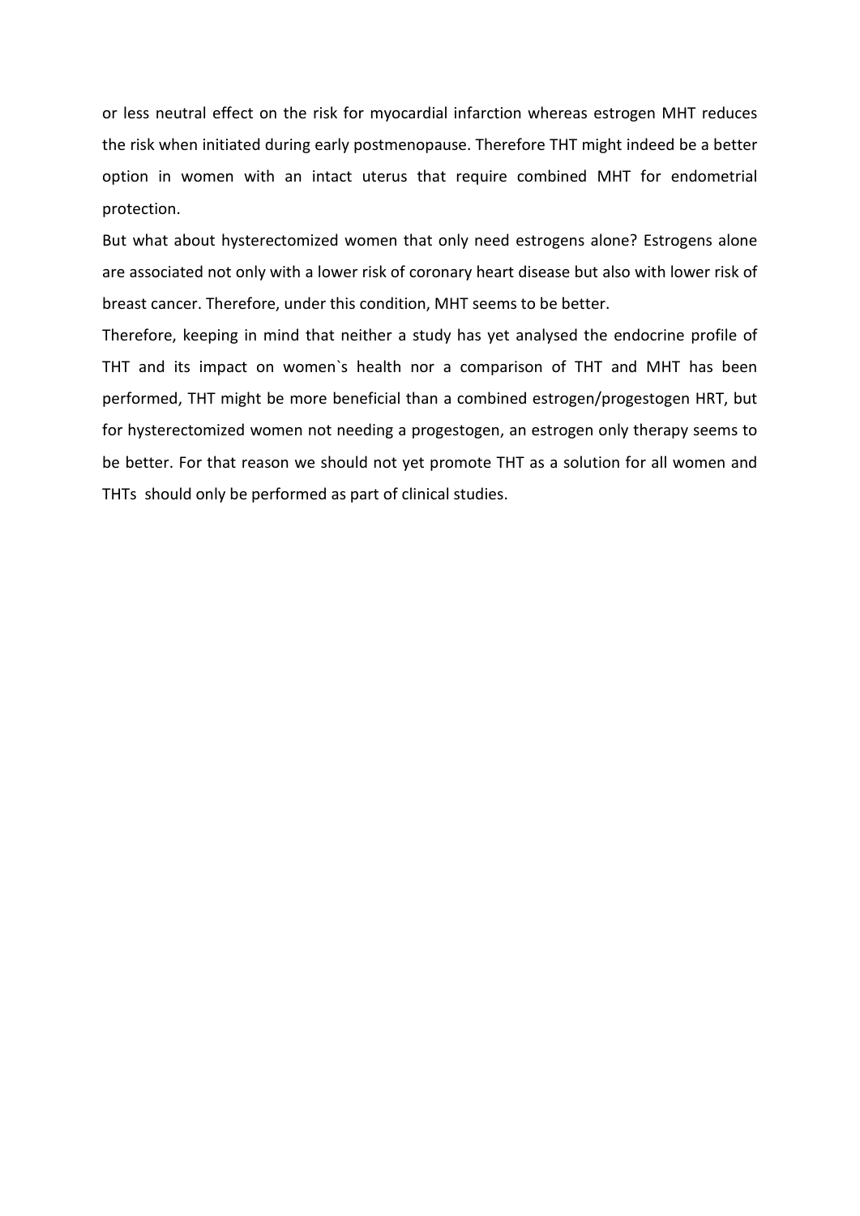or less neutral effect on the risk for myocardial infarction whereas estrogen MHT reduces the risk when initiated during early postmenopause. Therefore THT might indeed be a better option in women with an intact uterus that require combined MHT for endometrial protection.

But what about hysterectomized women that only need estrogens alone? Estrogens alone are associated not only with a lower risk of coronary heart disease but also with lower risk of breast cancer. Therefore, under this condition, MHT seems to be better.

Therefore, keeping in mind that neither a study has yet analysed the endocrine profile of THT and its impact on women`s health nor a comparison of THT and MHT has been performed, THT might be more beneficial than a combined estrogen/progestogen HRT, but for hysterectomized women not needing a progestogen, an estrogen only therapy seems to be better. For that reason we should not yet promote THT as a solution for all women and THTs should only be performed as part of clinical studies.